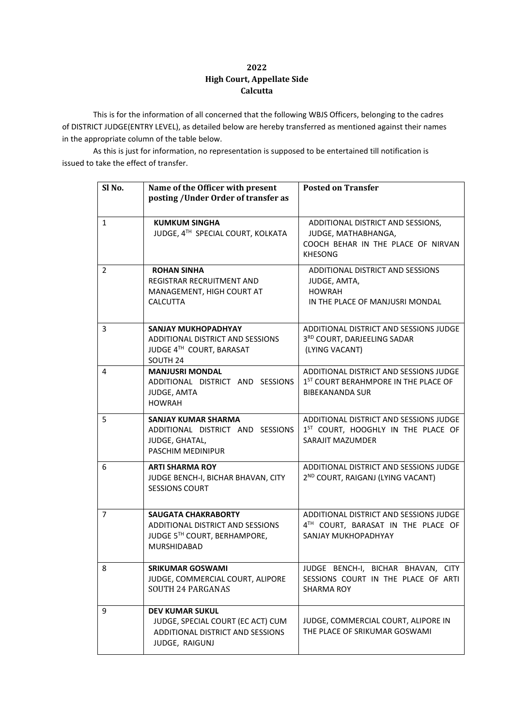**2022**
**High Court, Appellate Side**
**Calcutta**

This is for the information of all concerned that the following WBJS Officers, belonging to the cadres of DISTRICT JUDGE(ENTRY LEVEL), as detailed below are hereby transferred as mentioned against their names in the appropriate column of the table below.

As this is just for information, no representation is supposed to be entertained till notification is issued to take the effect of transfer.

| Sl No. | Name of the Officer with present posting /Under Order of transfer as | Posted on Transfer |
|---|---|---|
| 1 | **KUMKUM SINGHA** JUDGE, 4TH SPECIAL COURT, KOLKATA | ADDITIONAL DISTRICT AND SESSIONS, JUDGE, MATHABHANGA, COOCH BEHAR IN THE PLACE OF NIRVAN KHESONG |
| 2 | **ROHAN SINHA** REGISTRAR RECRUITMENT AND MANAGEMENT, HIGH COURT AT CALCUTTA | ADDITIONAL DISTRICT AND SESSIONS JUDGE, AMTA, HOWRAH IN THE PLACE OF MANJUSRI MONDAL |
| 3 | **SANJAY MUKHOPADHYAY** ADDITIONAL DISTRICT AND SESSIONS JUDGE 4TH COURT, BARASAT SOUTH 24 | ADDITIONAL DISTRICT AND SESSIONS JUDGE 3RD COURT, DARJEELING SADAR (LYING VACANT) |
| 4 | **MANJUSRI MONDAL** ADDITIONAL DISTRICT AND SESSIONS JUDGE, AMTA HOWRAH | ADDITIONAL DISTRICT AND SESSIONS JUDGE 1ST COURT BERAHMPORE IN THE PLACE OF BIBEKANANDA SUR |
| 5 | **SANJAY KUMAR SHARMA** ADDITIONAL DISTRICT AND SESSIONS JUDGE, GHATAL, PASCHIM MEDINIPUR | ADDITIONAL DISTRICT AND SESSIONS JUDGE 1ST COURT, HOOGHLY IN THE PLACE OF SARAJIT MAZUMDER |
| 6 | **ARTI SHARMA ROY** JUDGE BENCH-I, BICHAR BHAVAN, CITY SESSIONS COURT | ADDITIONAL DISTRICT AND SESSIONS JUDGE 2ND COURT, RAIGANJ (LYING VACANT) |
| 7 | **SAUGATA CHAKRABORTY** ADDITIONAL DISTRICT AND SESSIONS JUDGE 5TH COURT, BERHAMPORE, MURSHIDABAD | ADDITIONAL DISTRICT AND SESSIONS JUDGE 4TH COURT, BARASAT IN THE PLACE OF SANJAY MUKHOPADHYAY |
| 8 | **SRIKUMAR GOSWAMI** JUDGE, COMMERCIAL COURT, ALIPORE SOUTH 24 PARGANAS | JUDGE BENCH-I, BICHAR BHAVAN, CITY SESSIONS COURT IN THE PLACE OF ARTI SHARMA ROY |
| 9 | **DEV KUMAR SUKUL** JUDGE, SPECIAL COURT (EC ACT) CUM ADDITIONAL DISTRICT AND SESSIONS JUDGE, RAIGUNJ | JUDGE, COMMERCIAL COURT, ALIPORE IN THE PLACE OF SRIKUMAR GOSWAMI |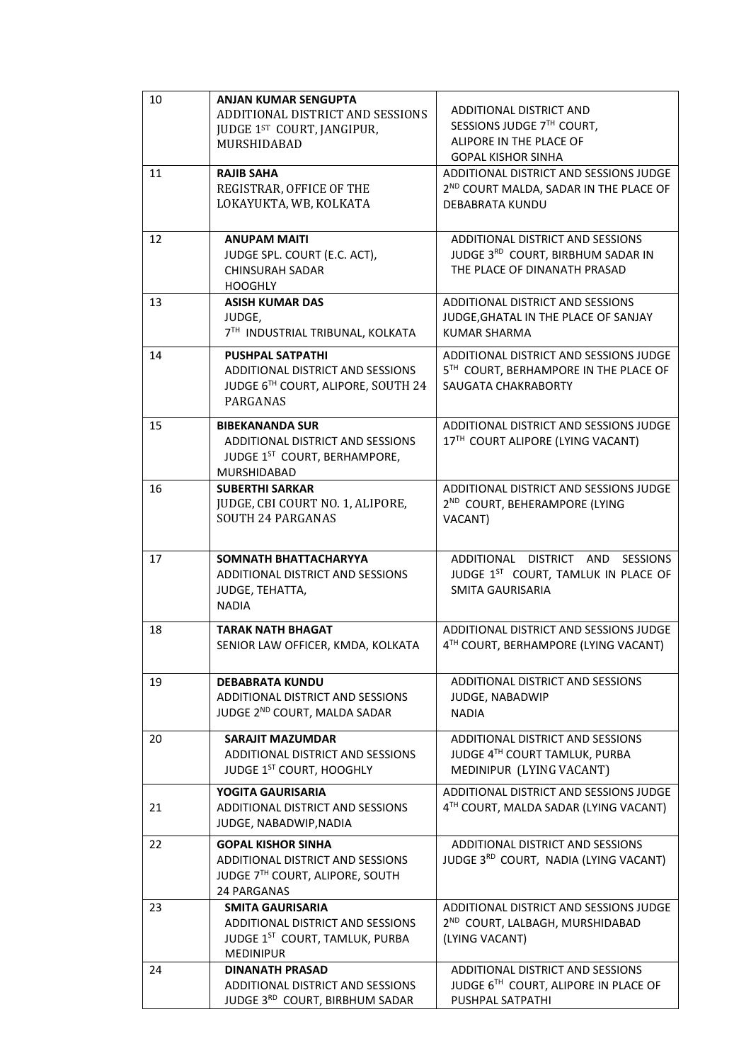| 10 | **ANJAN KUMAR SENGUPTA**<br>ADDITIONAL DISTRICT AND SESSIONS JUDGE 1ST COURT, JANGIPUR, MURSHIDABAD | ADDITIONAL DISTRICT AND SESSIONS JUDGE 7TH COURT, ALIPORE IN THE PLACE OF GOPAL KISHOR SINHA |
|---|---|---|
| 11 | **RAJIB SAHA**<br>REGISTRAR, OFFICE OF THE LOKAYUKTA, WB, KOLKATA | ADDITIONAL DISTRICT AND SESSIONS JUDGE 2ND COURT MALDA, SADAR IN THE PLACE OF DEBABRATA KUNDU |
| 12 | **ANUPAM MAITI**<br>JUDGE SPL. COURT (E.C. ACT), CHINSURAH SADAR HOOGHLY | ADDITIONAL DISTRICT AND SESSIONS JUDGE 3RD COURT, BIRBHUM SADAR IN THE PLACE OF DINANATH PRASAD |
| 13 | **ASISH KUMAR DAS**<br>JUDGE, 7TH INDUSTRIAL TRIBUNAL, KOLKATA | ADDITIONAL DISTRICT AND SESSIONS JUDGE,GHATAL IN THE PLACE OF SANJAY KUMAR SHARMA |
| 14 | **PUSHPAL SATPATHI**<br>ADDITIONAL DISTRICT AND SESSIONS JUDGE 6TH COURT, ALIPORE, SOUTH 24 PARGANAS | ADDITIONAL DISTRICT AND SESSIONS JUDGE 5TH COURT, BERHAMPORE IN THE PLACE OF SAUGATA CHAKRABORTY |
| 15 | **BIBEKANANDA SUR**<br>ADDITIONAL DISTRICT AND SESSIONS JUDGE 1ST COURT, BERHAMPORE, MURSHIDABAD | ADDITIONAL DISTRICT AND SESSIONS JUDGE 17TH COURT ALIPORE (LYING VACANT) |
| 16 | **SUBERTHI SARKAR**<br>JUDGE, CBI COURT NO. 1, ALIPORE, SOUTH 24 PARGANAS | ADDITIONAL DISTRICT AND SESSIONS JUDGE 2ND COURT, BEHERAMPORE (LYING VACANT) |
| 17 | **SOMNATH BHATTACHARYYA**<br>ADDITIONAL DISTRICT AND SESSIONS JUDGE, TEHATTA, NADIA | ADDITIONAL DISTRICT AND SESSIONS JUDGE 1ST COURT, TAMLUK IN PLACE OF SMITA GAURISARIA |
| 18 | **TARAK NATH BHAGAT**<br>SENIOR LAW OFFICER, KMDA, KOLKATA | ADDITIONAL DISTRICT AND SESSIONS JUDGE 4TH COURT, BERHAMPORE (LYING VACANT) |
| 19 | **DEBABRATA KUNDU**<br>ADDITIONAL DISTRICT AND SESSIONS JUDGE 2ND COURT, MALDA SADAR | ADDITIONAL DISTRICT AND SESSIONS JUDGE, NABADWIP NADIA |
| 20 | **SARAJIT MAZUMDAR**<br>ADDITIONAL DISTRICT AND SESSIONS JUDGE 1ST COURT, HOOGHLY | ADDITIONAL DISTRICT AND SESSIONS JUDGE 4TH COURT TAMLUK, PURBA MEDINIPUR (LYING VACANT) |
| 21 | **YOGITA GAURISARIA**<br>ADDITIONAL DISTRICT AND SESSIONS JUDGE, NABADWIP,NADIA | ADDITIONAL DISTRICT AND SESSIONS JUDGE 4TH COURT, MALDA SADAR (LYING VACANT) |
| 22 | **GOPAL KISHOR SINHA**<br>ADDITIONAL DISTRICT AND SESSIONS JUDGE 7TH COURT, ALIPORE, SOUTH 24 PARGANAS | ADDITIONAL DISTRICT AND SESSIONS JUDGE 3RD COURT, NADIA (LYING VACANT) |
| 23 | **SMITA GAURISARIA**<br>ADDITIONAL DISTRICT AND SESSIONS JUDGE 1ST COURT, TAMLUK, PURBA MEDINIPUR | ADDITIONAL DISTRICT AND SESSIONS JUDGE 2ND COURT, LALBAGH, MURSHIDABAD (LYING VACANT) |
| 24 | **DINANATH PRASAD**<br>ADDITIONAL DISTRICT AND SESSIONS JUDGE 3RD COURT, BIRBHUM SADAR | ADDITIONAL DISTRICT AND SESSIONS JUDGE 6TH COURT, ALIPORE IN PLACE OF PUSHPAL SATPATHI |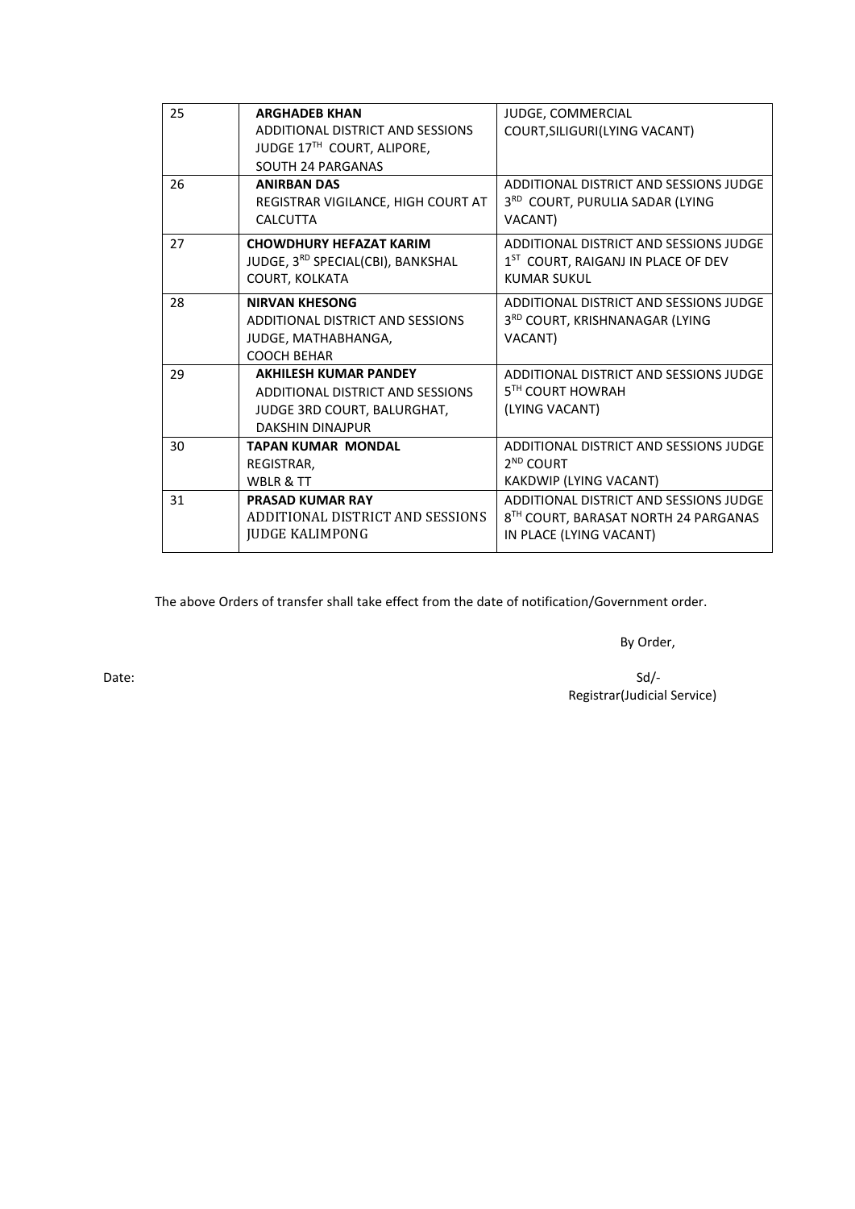| | | |
|---|---|---|
| 25 | **ARGHADEB KHAN**<br>ADDITIONAL DISTRICT AND SESSIONS JUDGE 17TH COURT, ALIPORE, SOUTH 24 PARGANAS | JUDGE, COMMERCIAL COURT,SILIGURI(LYING VACANT) |
| 26 | **ANIRBAN DAS**<br>REGISTRAR VIGILANCE, HIGH COURT AT CALCUTTA | ADDITIONAL DISTRICT AND SESSIONS JUDGE 3RD COURT, PURULIA SADAR (LYING VACANT) |
| 27 | **CHOWDHURY HEFAZAT KARIM**<br>JUDGE, 3RD SPECIAL(CBI), BANKSHAL COURT, KOLKATA | ADDITIONAL DISTRICT AND SESSIONS JUDGE 1ST COURT, RAIGANJ IN PLACE OF DEV KUMAR SUKUL |
| 28 | **NIRVAN KHESONG**<br>ADDITIONAL DISTRICT AND SESSIONS JUDGE, MATHABHANGA, COOCH BEHAR | ADDITIONAL DISTRICT AND SESSIONS JUDGE 3RD COURT, KRISHNANAGAR (LYING VACANT) |
| 29 | **AKHILESH KUMAR PANDEY**<br>ADDITIONAL DISTRICT AND SESSIONS JUDGE 3RD COURT, BALURGHAT, DAKSHIN DINAJPUR | ADDITIONAL DISTRICT AND SESSIONS JUDGE 5TH COURT HOWRAH (LYING VACANT) |
| 30 | **TAPAN KUMAR MONDAL**<br>REGISTRAR, WBLR & TT | ADDITIONAL DISTRICT AND SESSIONS JUDGE 2ND COURT KAKDWIP (LYING VACANT) |
| 31 | **PRASAD KUMAR RAY**<br>ADDITIONAL DISTRICT AND SESSIONS JUDGE KALIMPONG | ADDITIONAL DISTRICT AND SESSIONS JUDGE 8TH COURT, BARASAT NORTH 24 PARGANAS IN PLACE (LYING VACANT) |

The above Orders of transfer shall take effect from the date of notification/Government order.

By Order,

Date:

Sd/-
Registrar(Judicial Service)